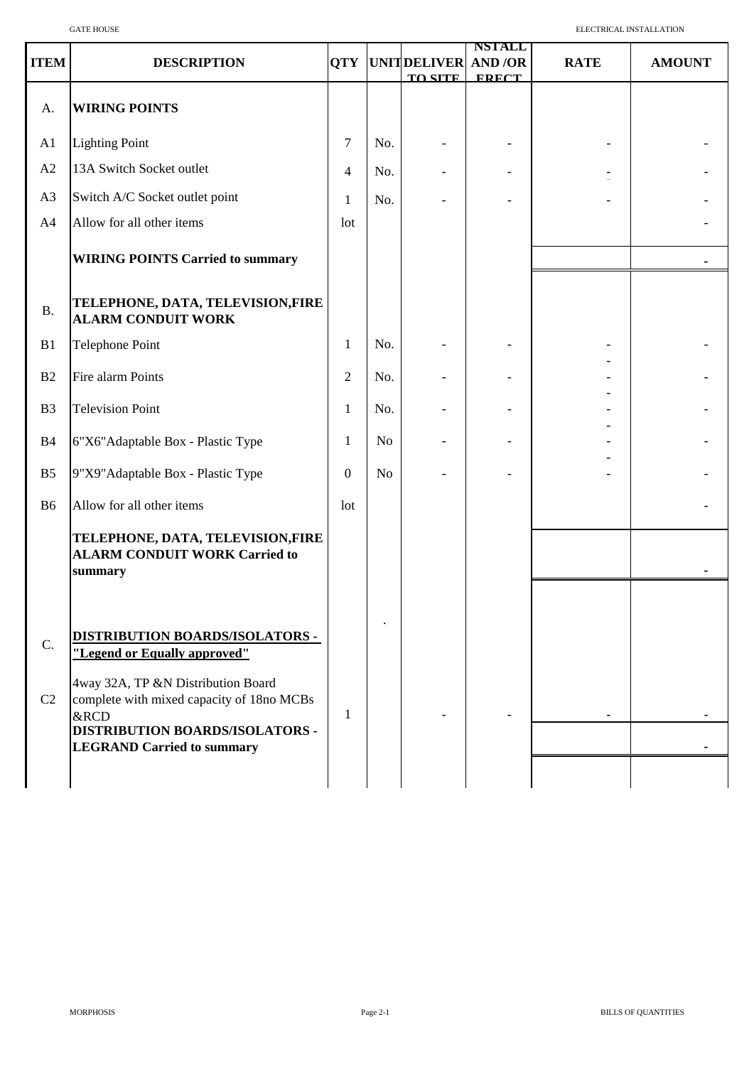| ITEM | DESCRIPTION | QTY | UNIT | DELIVER TO SITE | INSTALL AND /OR ERECT | RATE | AMOUNT |
|---|---|---|---|---|---|---|---|
| A. | **WIRING POINTS** | | | | | | |
| A1 | Lighting Point | 7 | No. | - | - | - | - |
| A2 | 13A Switch Socket outlet | 4 | No. | - | - | - | - |
| A3 | Switch A/C Socket outlet point | 1 | No. | - | - | - | - |
| A4 | Allow for all other items | lot | | | | | - |
| | **WIRING POINTS Carried to summary** | | | | | | - |
| B. | **TELEPHONE, DATA, TELEVISION,FIRE ALARM CONDUIT WORK** | | | | | | |
| B1 | Telephone Point | 1 | No. | - | - | - | - |
| B2 | Fire alarm Points | 2 | No. | - | - | - | - |
| B3 | Television Point | 1 | No. | - | - | - | - |
| B4 | 6"X6"Adaptable Box - Plastic Type | 1 | No | - | - | - | - |
| B5 | 9"X9"Adaptable Box - Plastic Type | 0 | No | - | - | - | - |
| B6 | Allow for all other items | lot | | | | | - |
| | **TELEPHONE, DATA, TELEVISION,FIRE ALARM CONDUIT WORK Carried to summary** | | | | | | - |
| C. | **DISTRIBUTION BOARDS/ISOLATORS - "Legend or Equally approved"** | | . | | | | |
| C2 | 4way 32A, TP &N Distribution Board complete with mixed capacity of 18no MCBs &RCD | 1 | | - | - | - | - |
| | **DISTRIBUTION BOARDS/ISOLATORS - LEGRAND Carried to summary** | | | | | | - |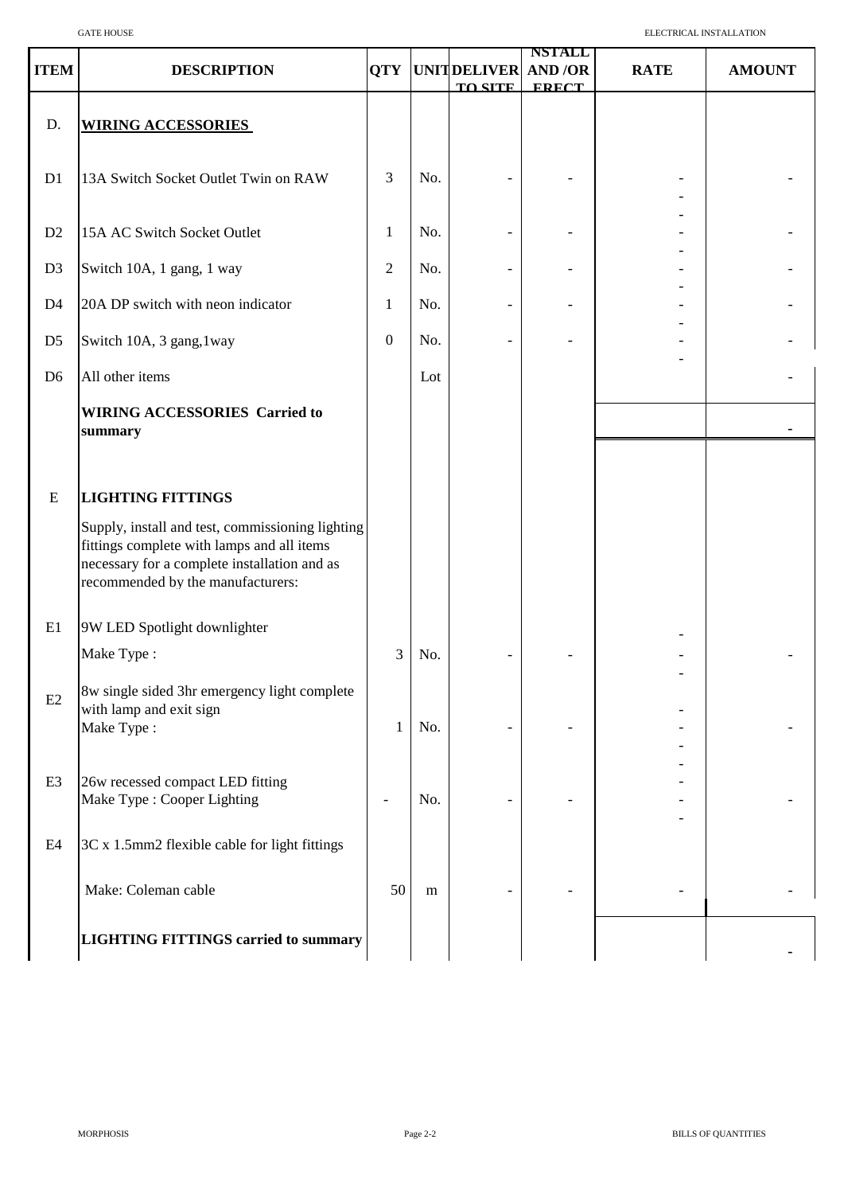| ITEM | DESCRIPTION | QTY | UNIT | DELIVER TO SITE | INSTALL AND /OR ERECT | RATE | AMOUNT |
|---|---|---|---|---|---|---|---|
| D. | **WIRING ACCESSORIES** | | | | | | |
| D1 | 13A Switch Socket Outlet Twin on RAW | 3 | No. | - | - | - | - |
| D2 | 15A AC Switch Socket Outlet | 1 | No. | - | - | - | - |
| D3 | Switch 10A, 1 gang, 1 way | 2 | No. | - | - | - | - |
| D4 | 20A DP switch with neon indicator | 1 | No. | - | - | - | - |
| D5 | Switch 10A, 3 gang,1way | 0 | No. | - | - | - | - |
| D6 | All other items | | Lot | | | | - |
| | **WIRING ACCESSORIES Carried to summary** | | | | | | - |
| E | **LIGHTING FITTINGS** | | | | | | |
| | Supply, install and test, commissioning lighting fittings complete with lamps and all items necessary for a complete installation and as recommended by the manufacturers: | | | | | | |
| E1 | 9W LED Spotlight downlighter<br>Make Type : | 3 | No. | - | - | - | - |
| E2 | 8w single sided 3hr emergency light complete with lamp and exit sign<br>Make Type : | 1 | No. | - | - | - | - |
| E3 | 26w recessed compact LED fitting<br>Make Type : Cooper Lighting | - | No. | - | - | - | - |
| E4 | 3C x 1.5mm2 flexible cable for light fittings<br>Make: Coleman cable | 50 | m | - | - | - | - |
| | **LIGHTING FITTINGS carried to summary** | | | | | | - |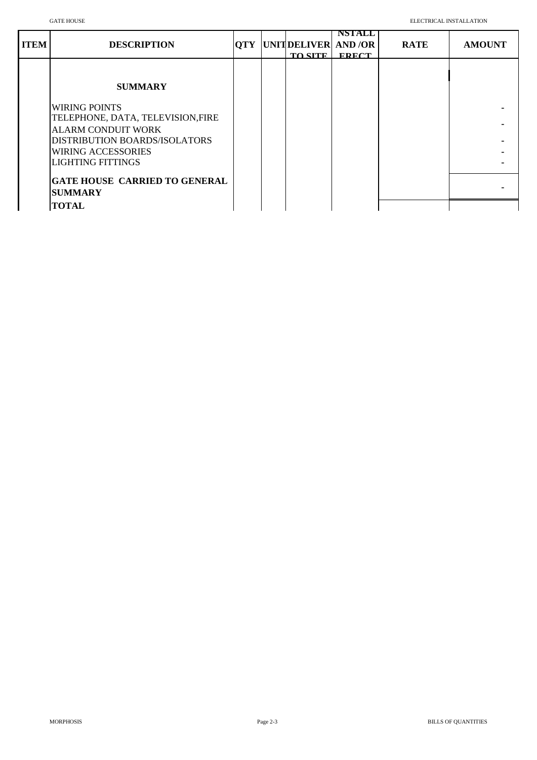| ITEM | DESCRIPTION | QTY | UNIT | DELIVER TO SITE | NSTALL AND /OR ERECT | RATE | AMOUNT |
|---|---|---|---|---|---|---|---|
| | **SUMMARY** | | | | | | |
| | WIRING POINTS | | | | | | - |
| | TELEPHONE, DATA, TELEVISION,FIRE ALARM CONDUIT WORK | | | | | | - |
| | DISTRIBUTION BOARDS/ISOLATORS | | | | | | - |
| | WIRING ACCESSORIES | | | | | | - |
| | LIGHTING FITTINGS | | | | | | - |
| | **GATE HOUSE CARRIED TO GENERAL SUMMARY** | | | | | | - |
| | **TOTAL** | | | | | | |